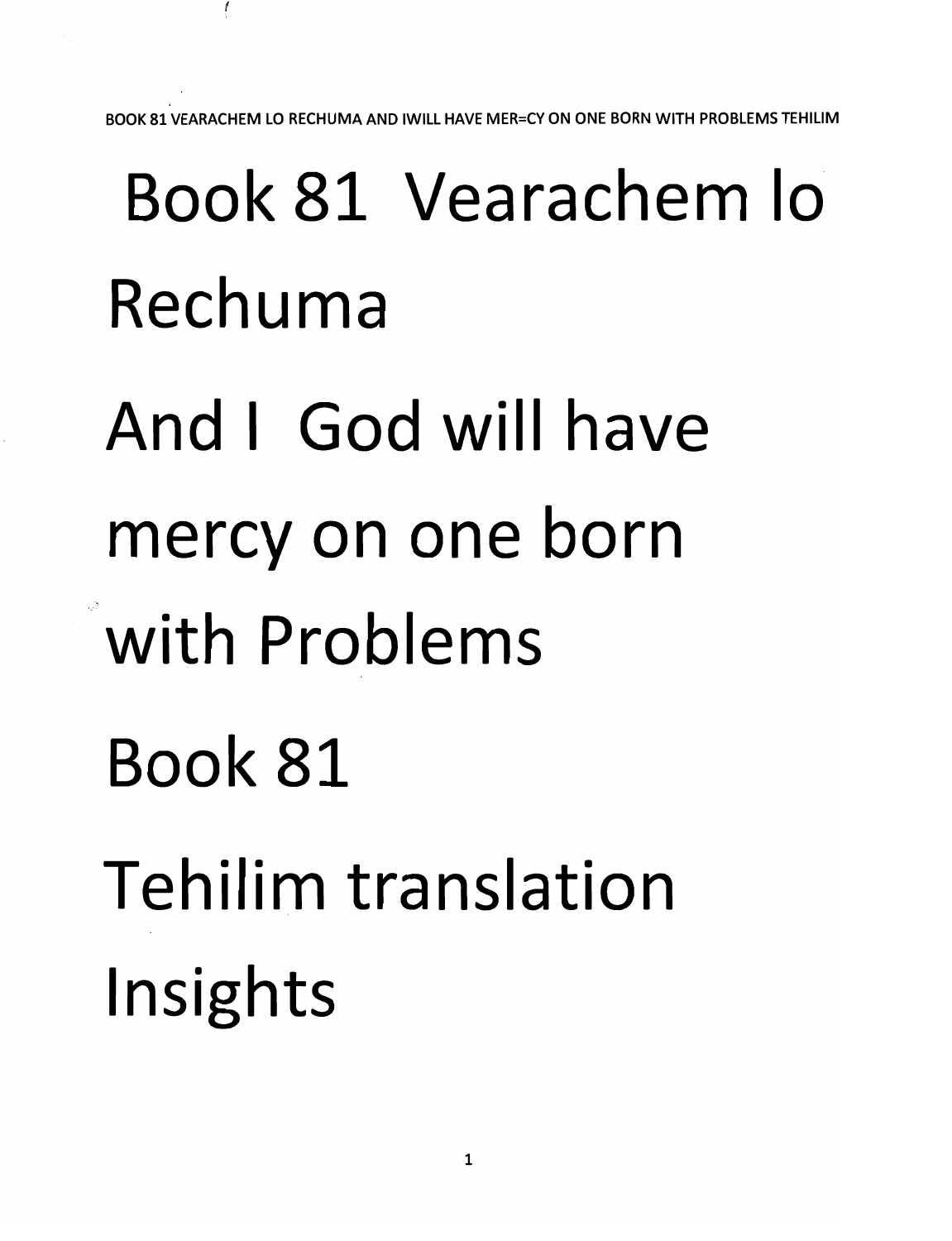# Book 81 Vearachem lo Rechuma

And I God will have mercy on one born with Problems

Book 81

Tehilim translation

Insights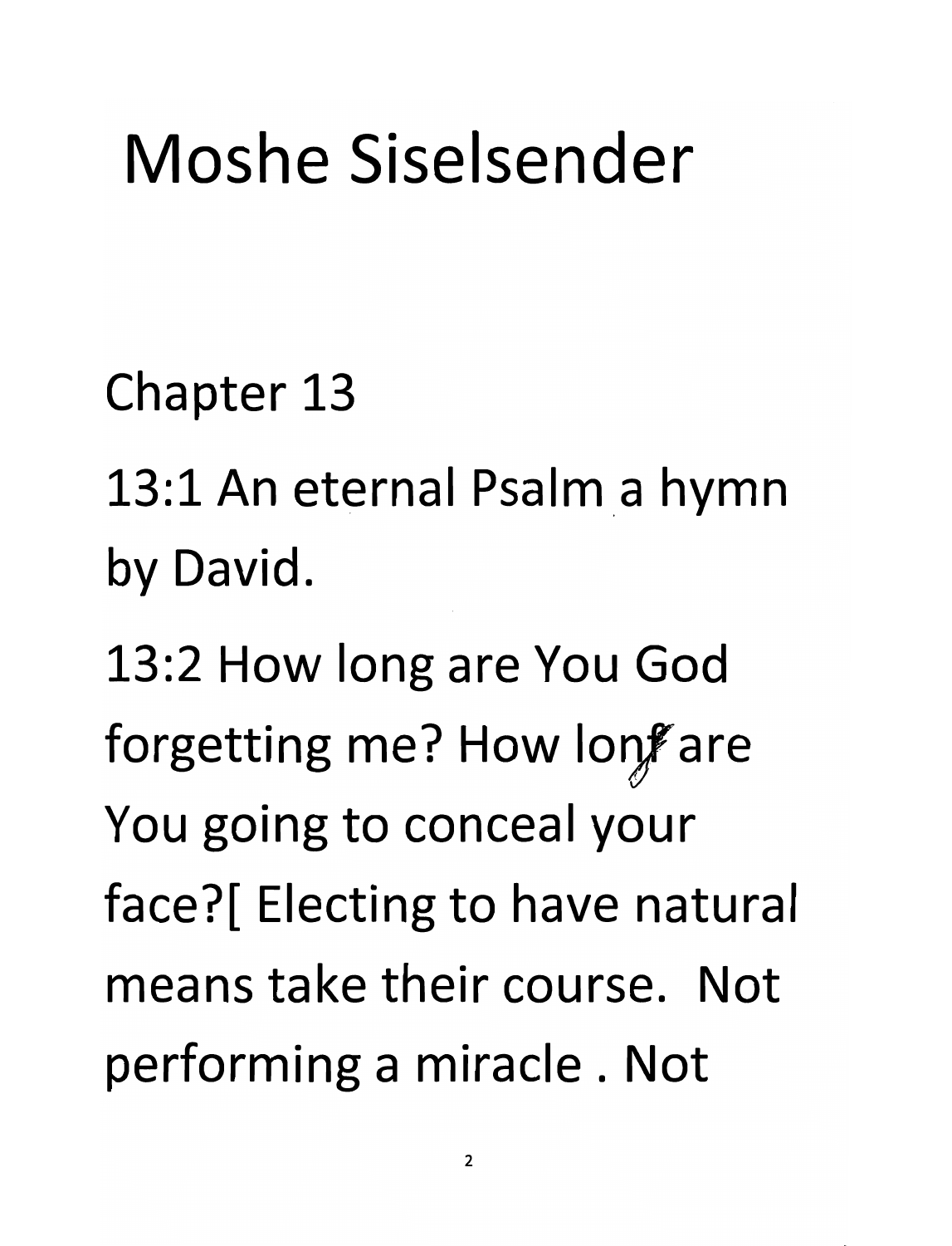# Moshe Siselsender

Chapter 13

13:1 An eternal Psalm a hymn by David.

13:2 How long are You God forgetting me? How long are You going to conceal your face?[ Electing to have natural means take their course. Not performing a miracle . Not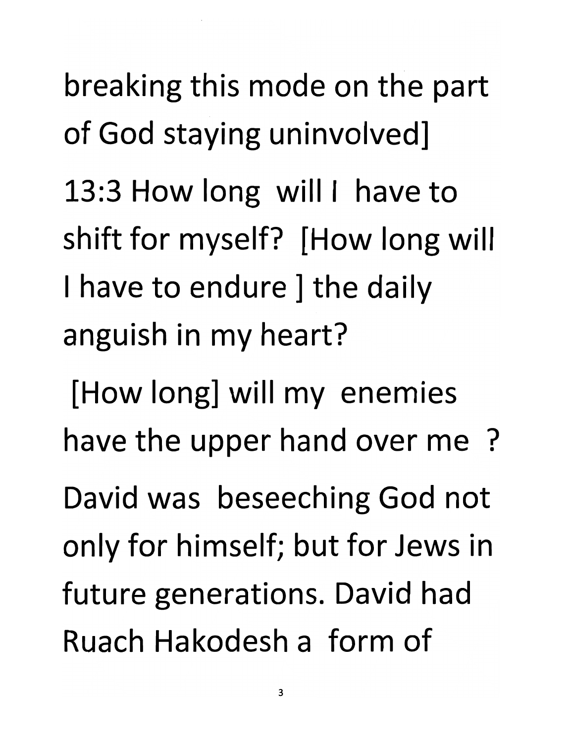breaking this mode on the part of God staying uninvolved]

13:3 How long will I have to shift for myself? [How long will I have to endure ] the daily anguish in my heart?

[How long] will my enemies have the upper hand over me ?

David was beseeching God not only for himself; but for Jews in future generations. David had Ruach Hakodesh a form of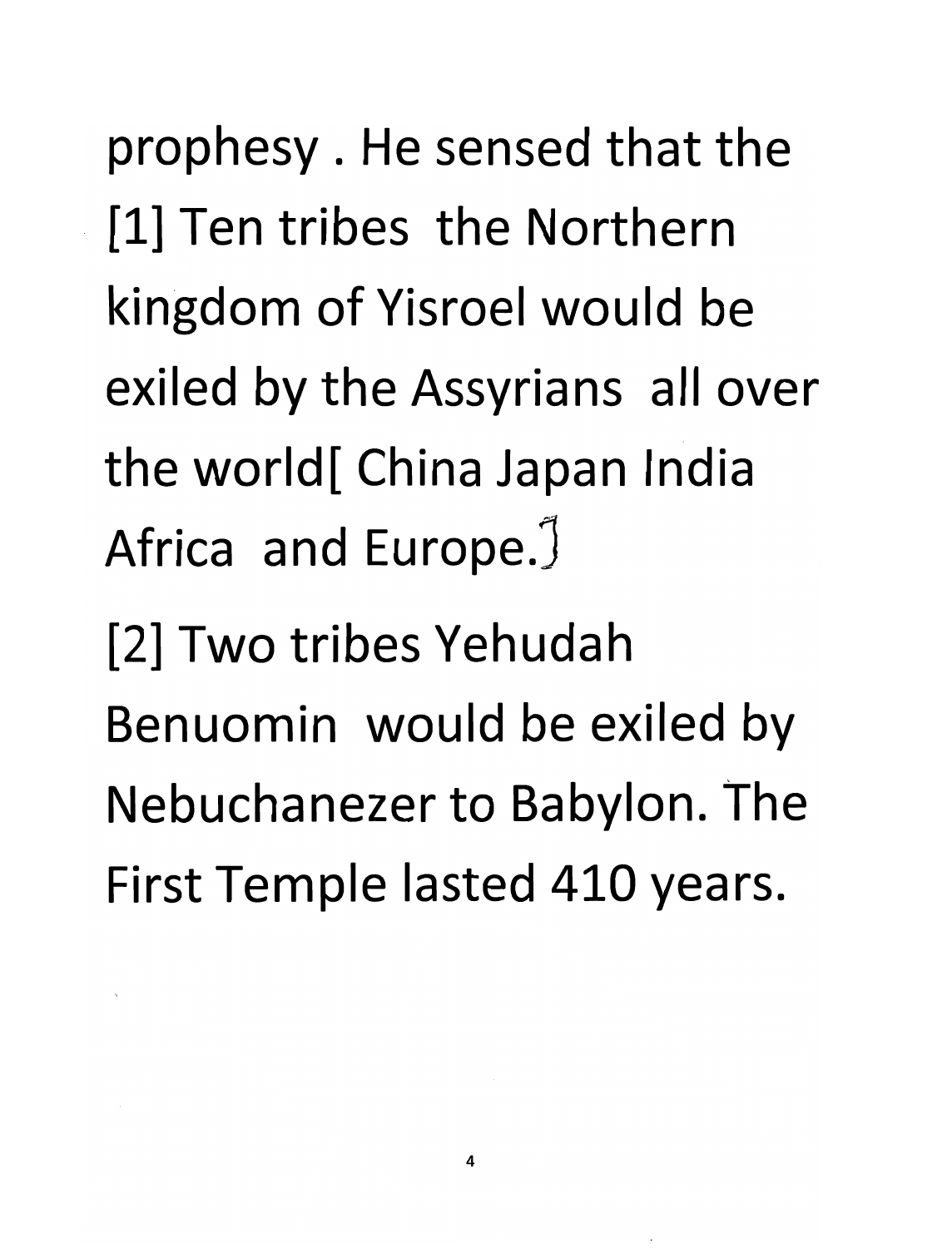prophesy . He sensed that the [1] Ten tribes the Northern kingdom of Yisroel would be exiled by the Assyrians all over the world[ China Japan India Africa and Europe.]

[2] Two tribes Yehudah Benuomin would be exiled by Nebuchanezer to Babylon. The First Temple lasted 410 years.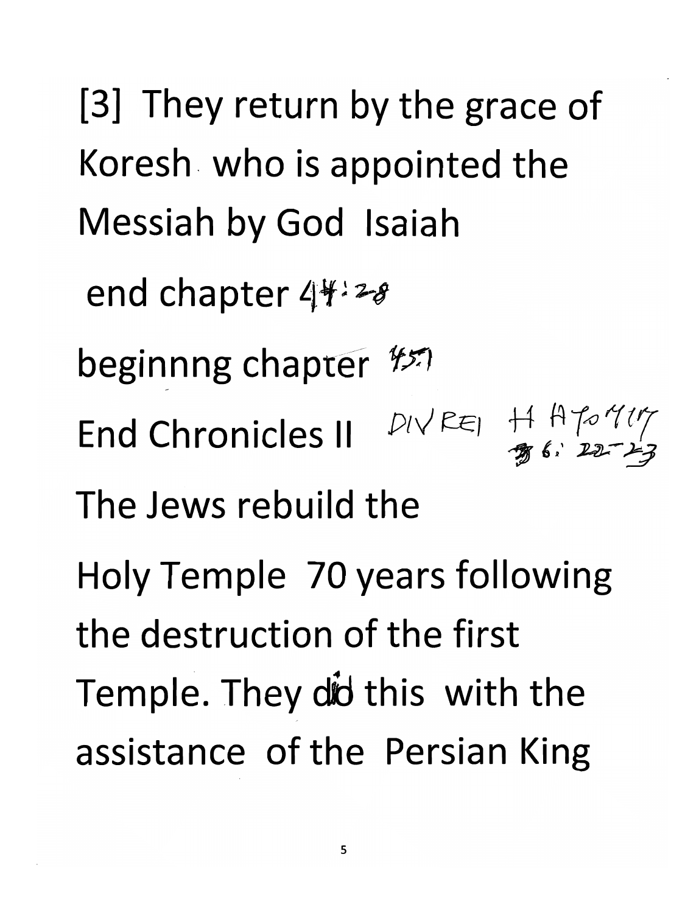[3] They return by the grace of Koresh who is appointed the Messiah by God Isaiah

end chapter 44:28

beginnng chapter 45:1

End Chronicles II DIVREI HAYOMIM 36: 22-23

The Jews rebuild the

Holy Temple 70 years following the destruction of the first Temple. They did this with the assistance of the Persian King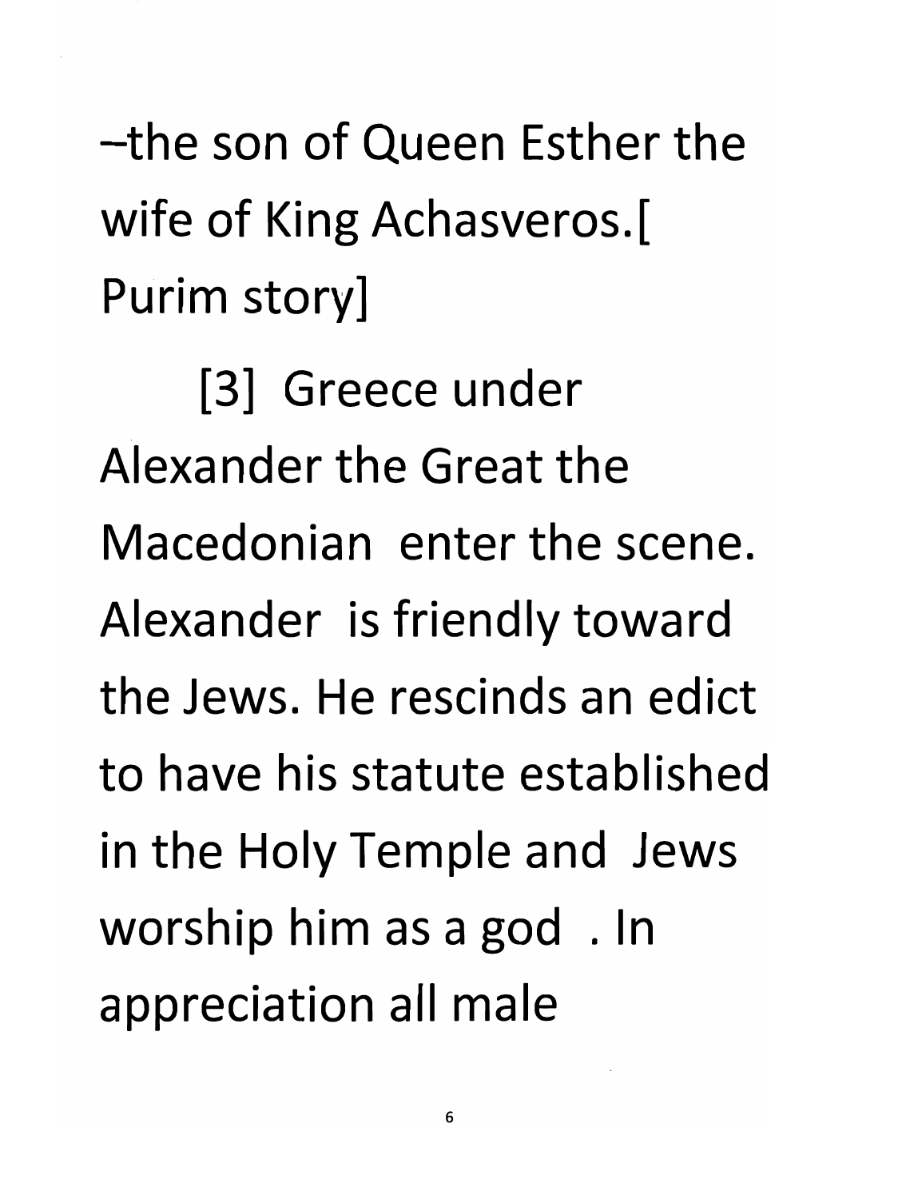–the son of Queen Esther the wife of King Achasveros.[ Purim story]

[3] Greece under Alexander the Great the Macedonian enter the scene. Alexander is friendly toward the Jews. He rescinds an edict to have his statute established in the Holy Temple and Jews worship him as a god . In appreciation all male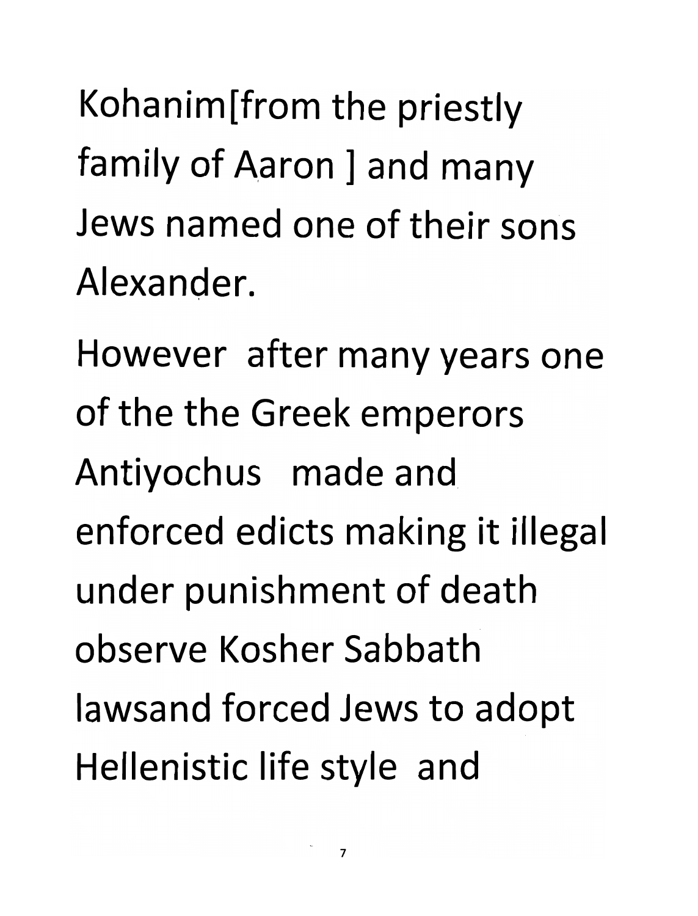Kohanim[from the priestly family of Aaron ] and many Jews named one of their sons Alexander.

However after many years one of the the Greek emperors Antiyochus made and enforced edicts making it illegal under punishment of death observe Kosher Sabbath lawsand forced Jews to adopt Hellenistic life style and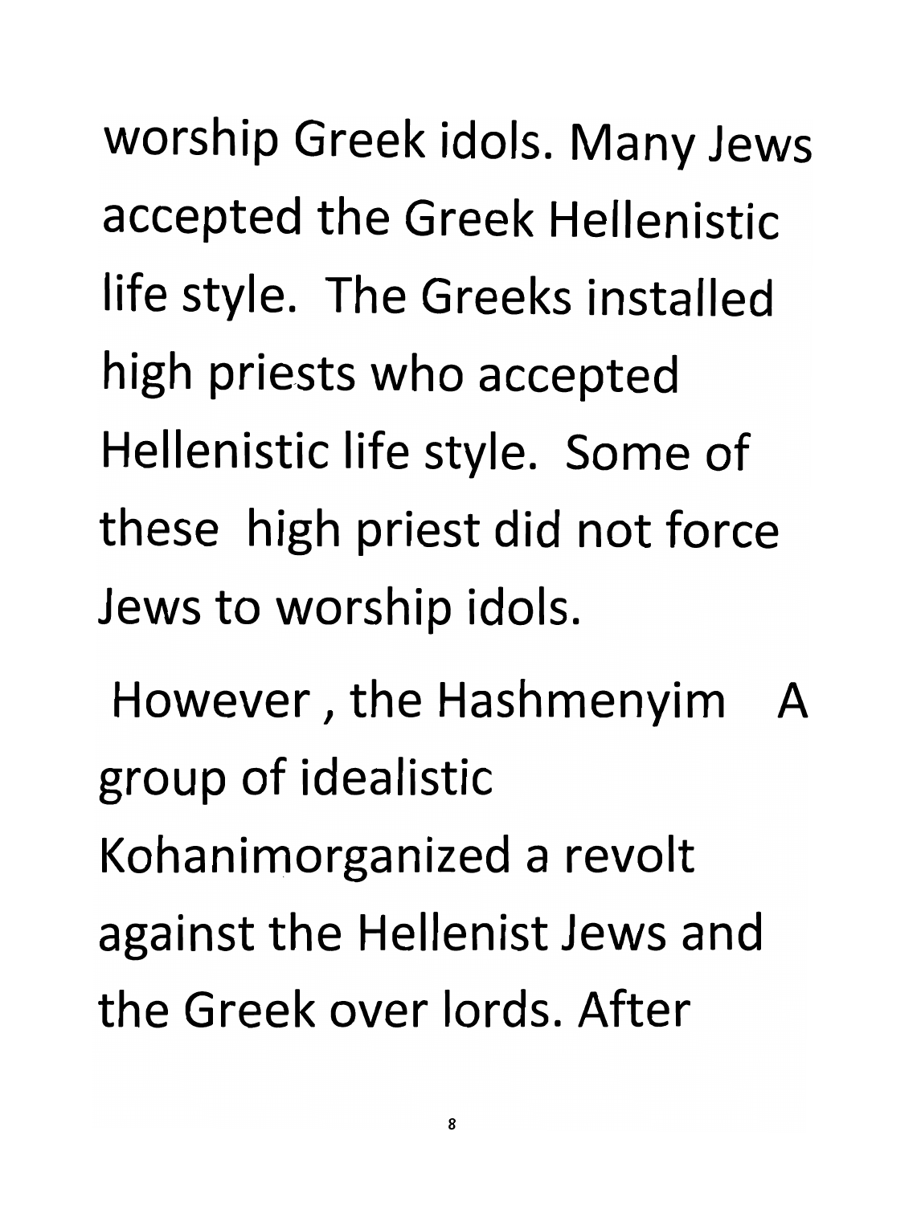worship Greek idols. Many Jews accepted the Greek Hellenistic life style. The Greeks installed high priests who accepted Hellenistic life style. Some of these high priest did not force Jews to worship idols.

However , the Hashmenyim A group of idealistic Kohanimorganized a revolt against the Hellenist Jews and the Greek over lords. After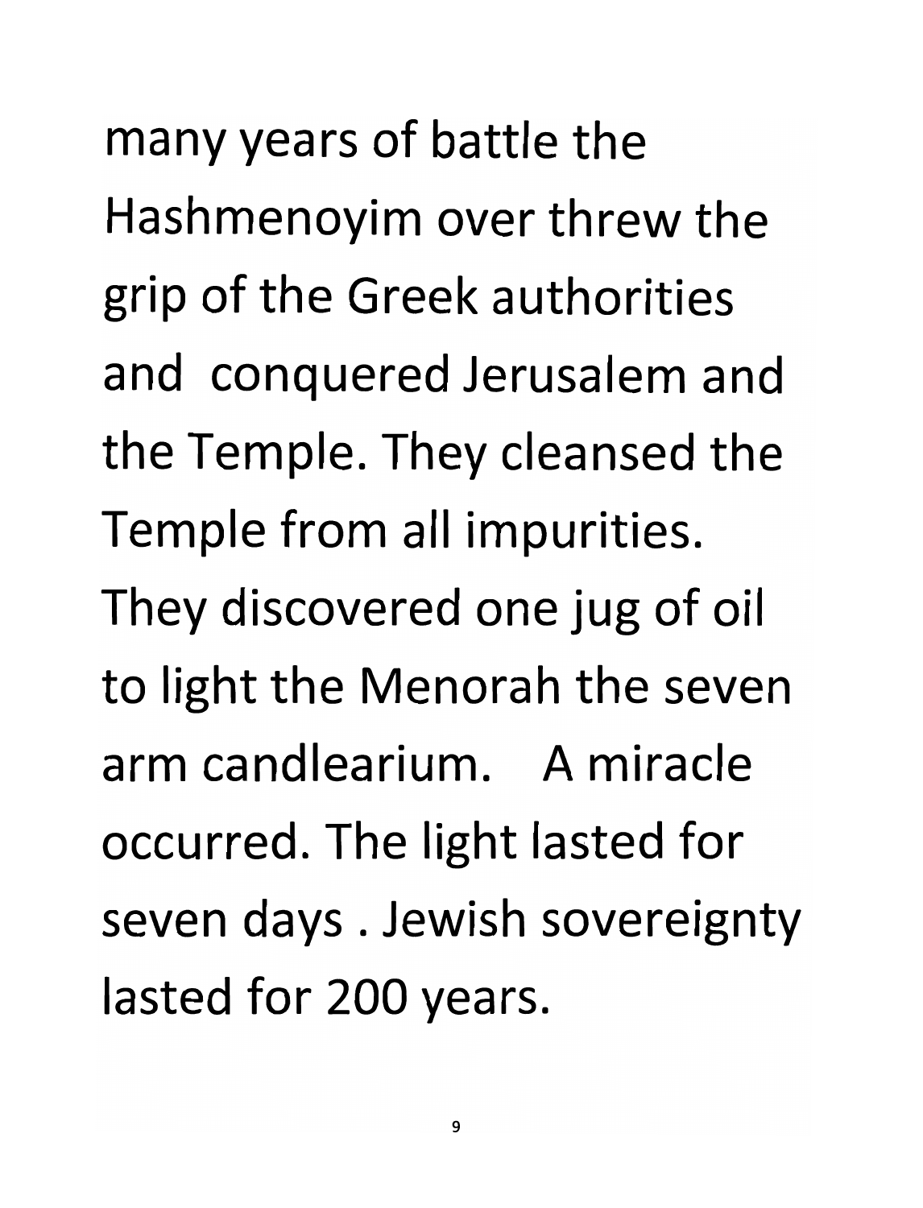many years of battle the Hashmenoyim over threw the grip of the Greek authorities and  conquered Jerusalem and the Temple. They cleansed the Temple from all impurities. They discovered one jug of oil to light the Menorah the seven arm candlearium.   A miracle occurred. The light lasted for seven days . Jewish sovereignty lasted for 200 years.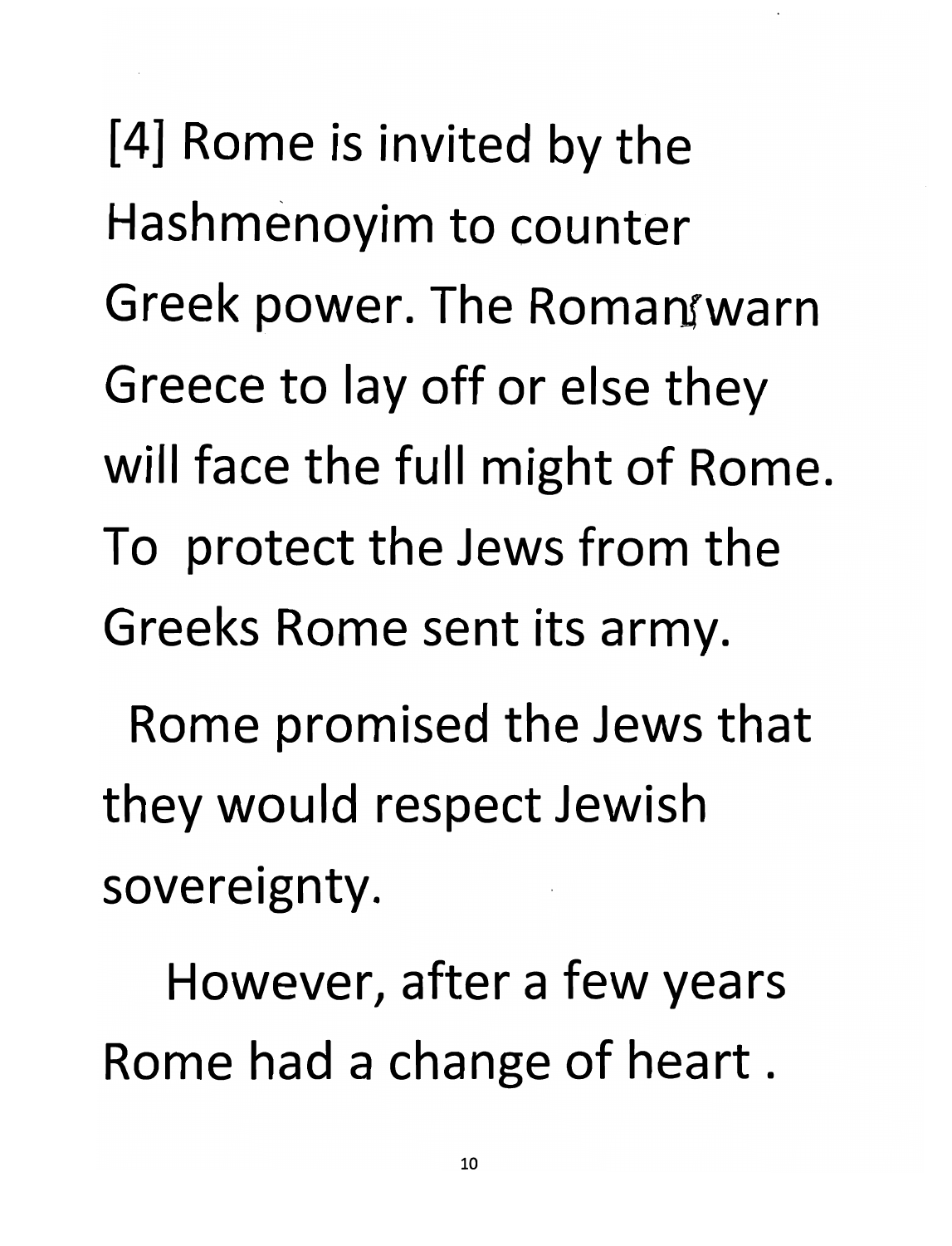[4] Rome is invited by the Hashmenoyim to counter Greek power. The Romans warn Greece to lay off or else they will face the full might of Rome. To protect the Jews from the Greeks Rome sent its army.

Rome promised the Jews that they would respect Jewish sovereignty.

However, after a few years Rome had a change of heart .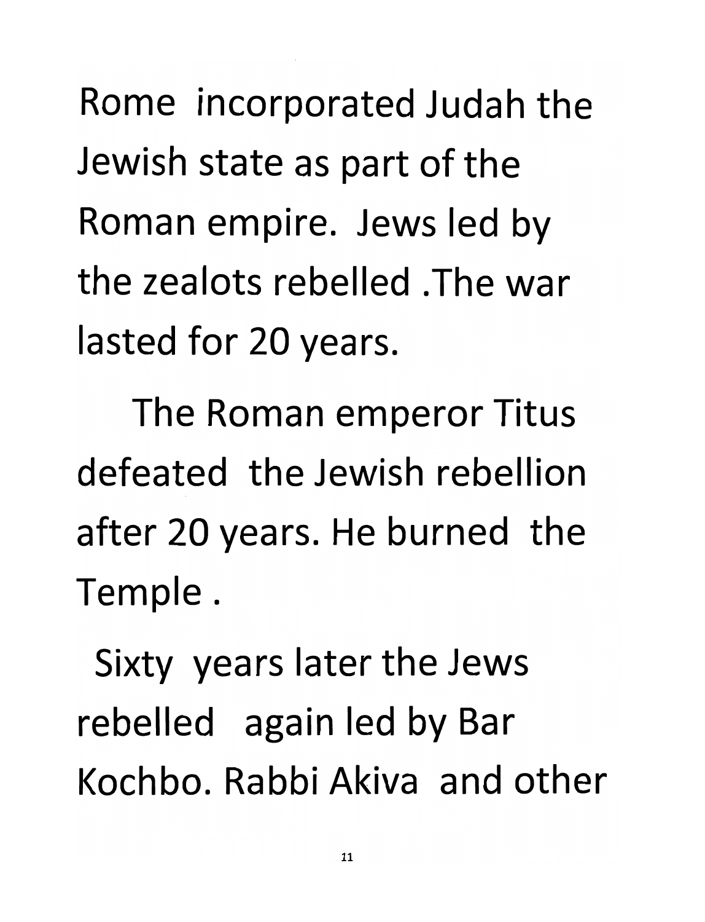Rome incorporated Judah the Jewish state as part of the Roman empire. Jews led by the zealots rebelled .The war lasted for 20 years.

The Roman emperor Titus defeated the Jewish rebellion after 20 years. He burned the Temple .

Sixty years later the Jews rebelled again led by Bar Kochbo. Rabbi Akiva and other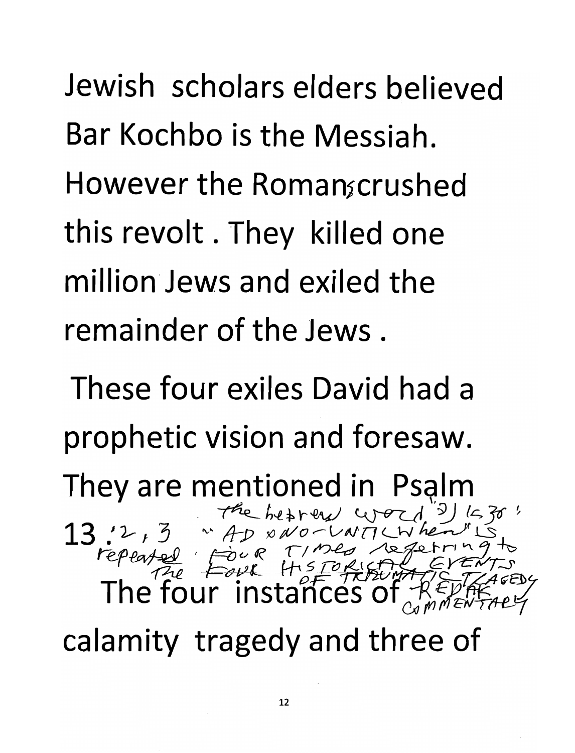Jewish scholars elders believed Bar Kochbo is the Messiah. However the Romans crushed this revolt . They killed one million Jews and exiled the remainder of the Jews .

These four exiles David had a prophetic vision and foresaw. They are mentioned in Psalm 13 :2 , 3 the hebrew word "עד אנה" " AD ANO- UNTIL When" is repeated FOUR TIMES referring to The FOUR HISTORICAL EVENTS OF TRAUMATIC TRAGEDY REDAK COMMENTARY

The four instances of calamity tragedy and three of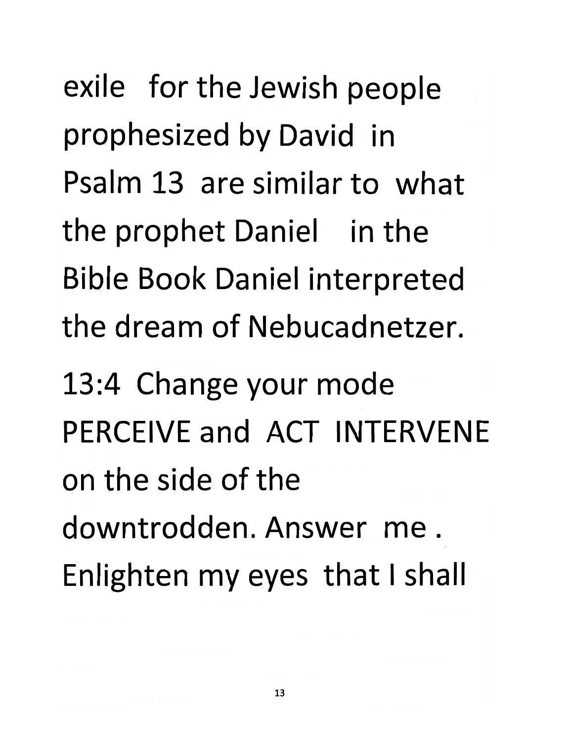exile for the Jewish people prophesized by David in Psalm 13 are similar to what the prophet Daniel in the Bible Book Daniel interpreted the dream of Nebucadnetzer.

13:4 Change your mode PERCEIVE and ACT INTERVENE on the side of the downtrodden. Answer me. Enlighten my eyes that I shall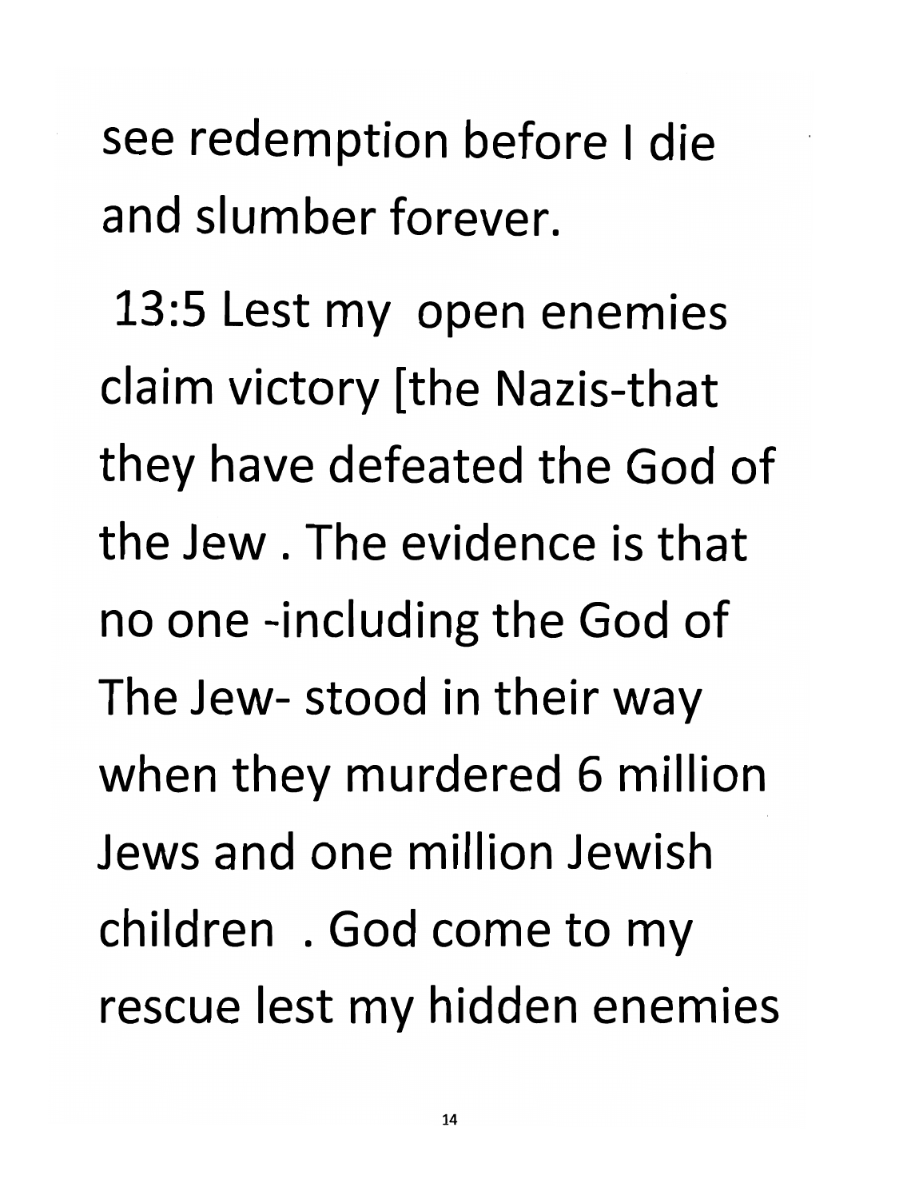see redemption before I die and slumber forever.

13:5 Lest my open enemies claim victory [the Nazis-that they have defeated the God of the Jew . The evidence is that no one -including the God of The Jew- stood in their way when they murdered 6 million Jews and one million Jewish children . God come to my rescue lest my hidden enemies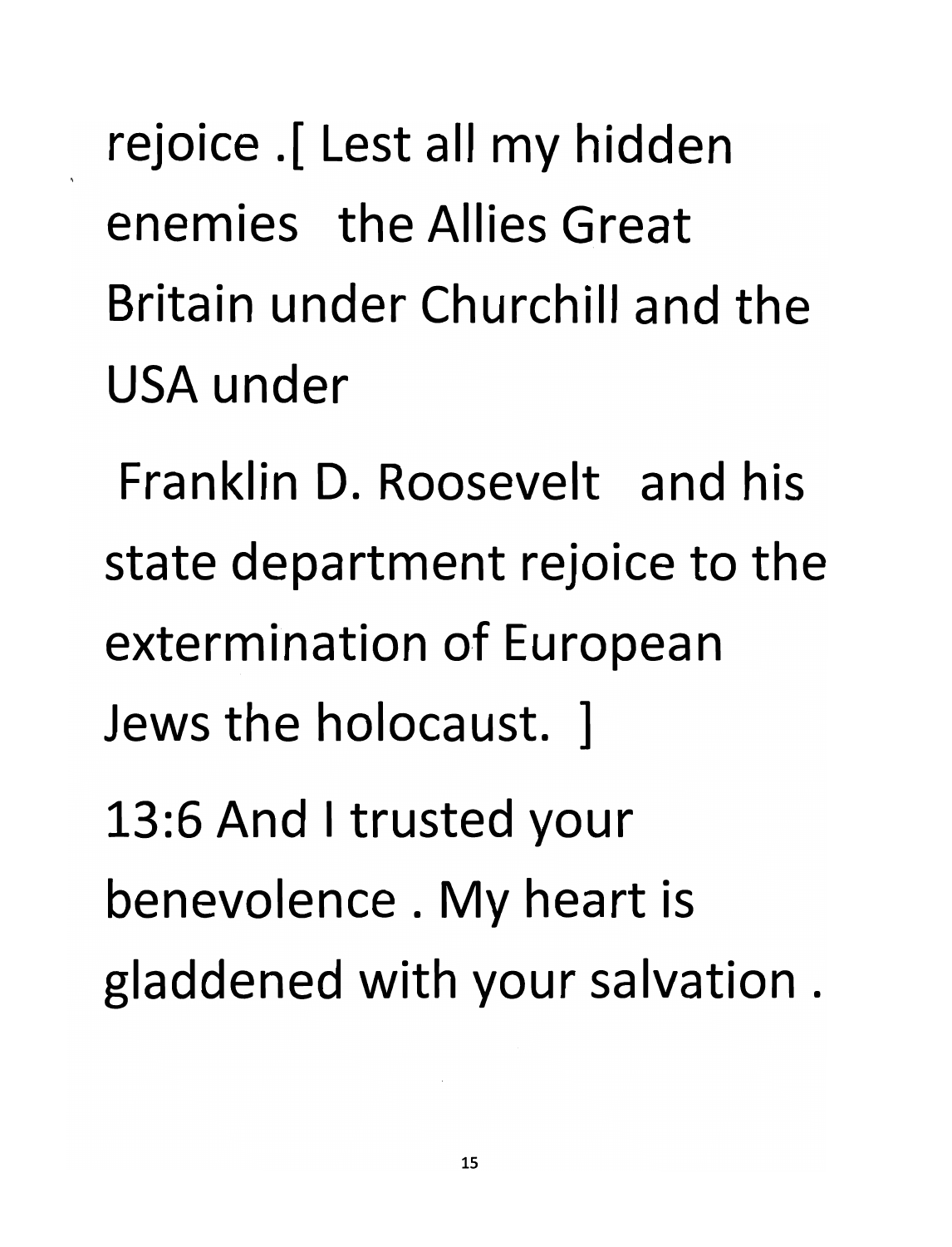rejoice .[ Lest all my hidden enemies  the Allies Great Britain under Churchill and the USA under

Franklin D. Roosevelt  and his state department rejoice to the extermination of European Jews the holocaust. ]

13:6 And I trusted your benevolence . My heart is gladdened with your salvation .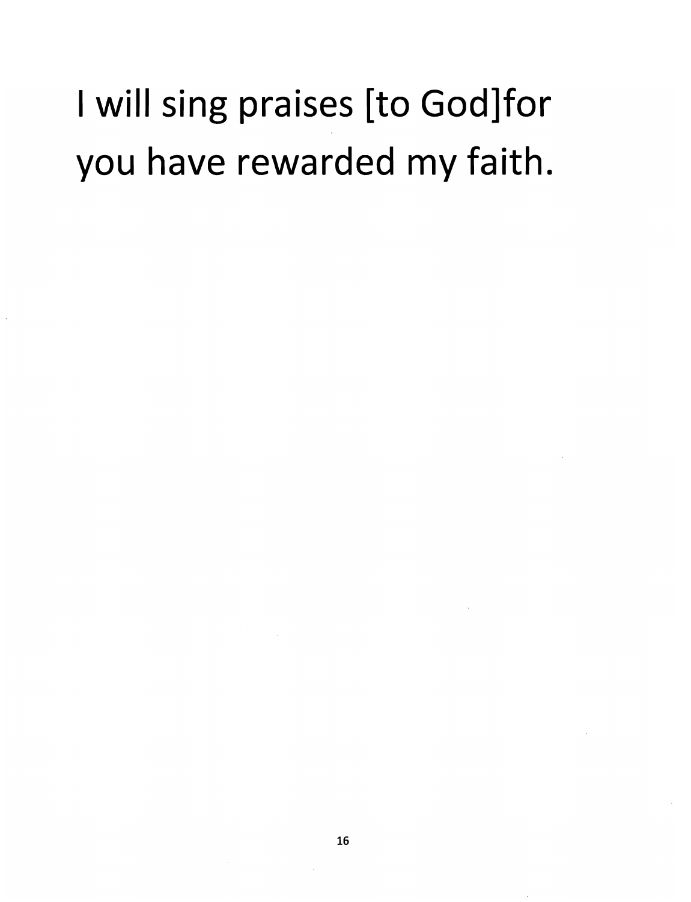I will sing praises [to God]for you have rewarded my faith.